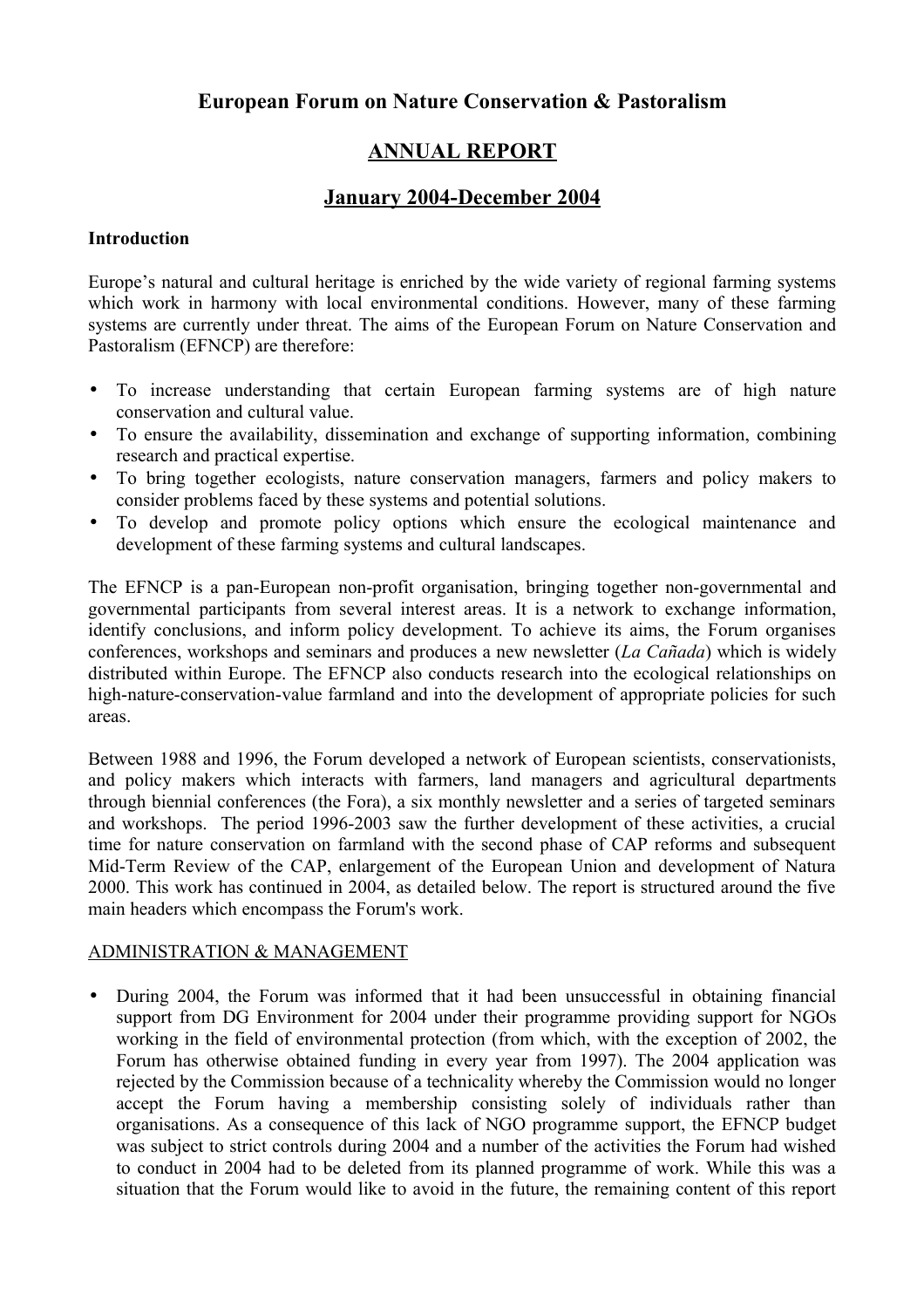# European Forum on Nature Conservation & Pastoralism

## ANNUAL REPORT

## January 2004-December 2004

**Introduction**

Europe's natural and cultural heritage is enriched by the wide variety of regional farming systems which work in harmony with local environmental conditions. However, many of these farming systems are currently under threat. The aims of the European Forum on Nature Conservation and Pastoralism (EFNCP) are therefore:

- To increase understanding that certain European farming systems are of high nature conservation and cultural value.
- To ensure the availability, dissemination and exchange of supporting information, combining research and practical expertise.
- To bring together ecologists, nature conservation managers, farmers and policy makers to consider problems faced by these systems and potential solutions.
- To develop and promote policy options which ensure the ecological maintenance and development of these farming systems and cultural landscapes.

The EFNCP is a pan-European non-profit organisation, bringing together non-governmental and governmental participants from several interest areas. It is a network to exchange information, identify conclusions, and inform policy development. To achieve its aims, the Forum organises conferences, workshops and seminars and produces a new newsletter (*La Cañada*) which is widely distributed within Europe. The EFNCP also conducts research into the ecological relationships on high-nature-conservation-value farmland and into the development of appropriate policies for such areas.

Between 1988 and 1996, the Forum developed a network of European scientists, conservationists, and policy makers which interacts with farmers, land managers and agricultural departments through biennial conferences (the Fora), a six monthly newsletter and a series of targeted seminars and workshops. The period 1996-2003 saw the further development of these activities, a crucial time for nature conservation on farmland with the second phase of CAP reforms and subsequent Mid-Term Review of the CAP, enlargement of the European Union and development of Natura 2000. This work has continued in 2004, as detailed below. The report is structured around the five main headers which encompass the Forum's work.

ADMINISTRATION & MANAGEMENT

- During 2004, the Forum was informed that it had been unsuccessful in obtaining financial support from DG Environment for 2004 under their programme providing support for NGOs working in the field of environmental protection (from which, with the exception of 2002, the Forum has otherwise obtained funding in every year from 1997). The 2004 application was rejected by the Commission because of a technicality whereby the Commission would no longer accept the Forum having a membership consisting solely of individuals rather than organisations. As a consequence of this lack of NGO programme support, the EFNCP budget was subject to strict controls during 2004 and a number of the activities the Forum had wished to conduct in 2004 had to be deleted from its planned programme of work. While this was a situation that the Forum would like to avoid in the future, the remaining content of this report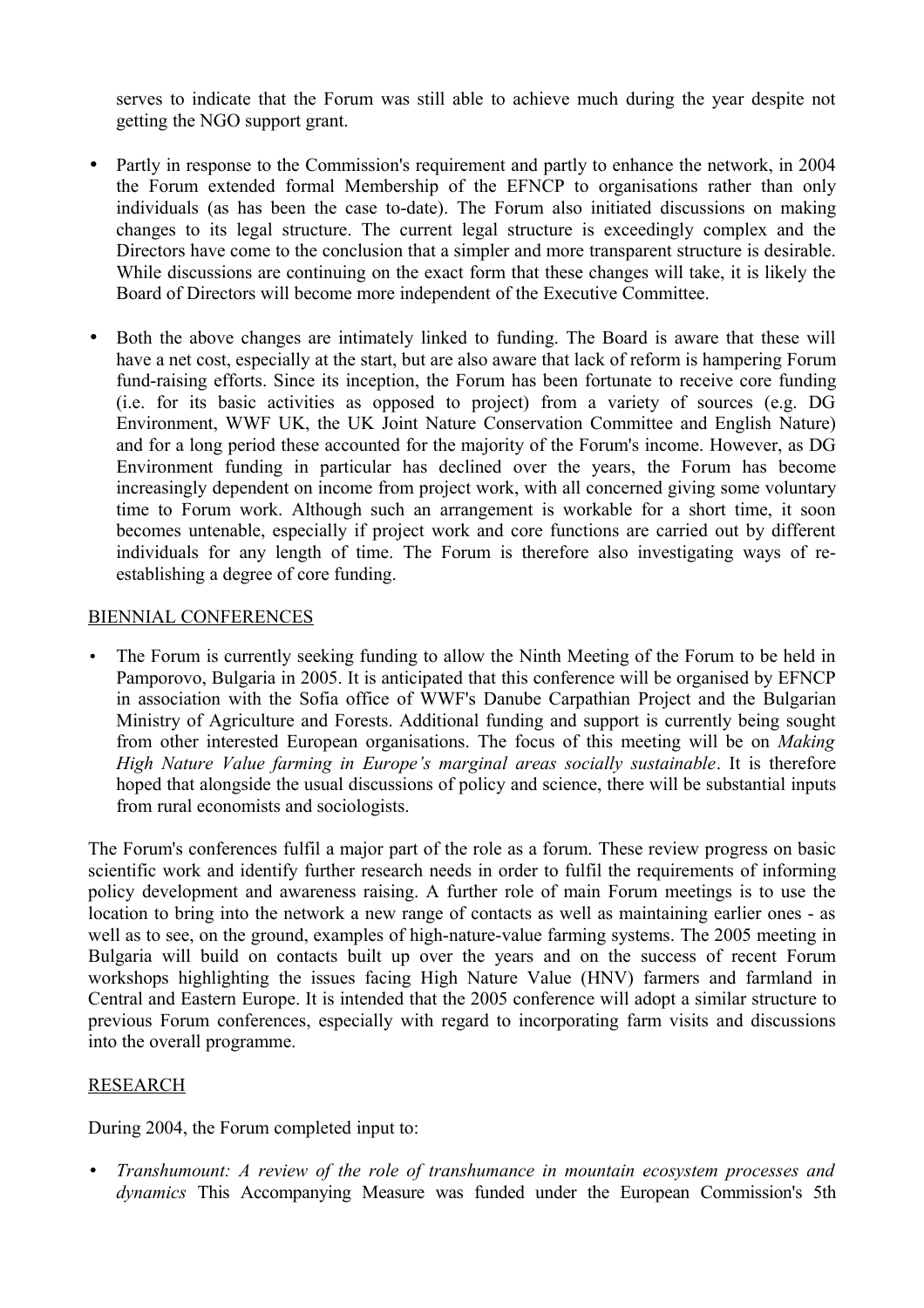serves to indicate that the Forum was still able to achieve much during the year despite not getting the NGO support grant.

- Partly in response to the Commission's requirement and partly to enhance the network, in 2004 the Forum extended formal Membership of the EFNCP to organisations rather than only individuals (as has been the case to-date). The Forum also initiated discussions on making changes to its legal structure. The current legal structure is exceedingly complex and the Directors have come to the conclusion that a simpler and more transparent structure is desirable. While discussions are continuing on the exact form that these changes will take, it is likely the Board of Directors will become more independent of the Executive Committee.

- Both the above changes are intimately linked to funding. The Board is aware that these will have a net cost, especially at the start, but are also aware that lack of reform is hampering Forum fund-raising efforts. Since its inception, the Forum has been fortunate to receive core funding (i.e. for its basic activities as opposed to project) from a variety of sources (e.g. DG Environment, WWF UK, the UK Joint Nature Conservation Committee and English Nature) and for a long period these accounted for the majority of the Forum's income. However, as DG Environment funding in particular has declined over the years, the Forum has become increasingly dependent on income from project work, with all concerned giving some voluntary time to Forum work. Although such an arrangement is workable for a short time, it soon becomes untenable, especially if project work and core functions are carried out by different individuals for any length of time. The Forum is therefore also investigating ways of re-establishing a degree of core funding.

## BIENNIAL CONFERENCES

- The Forum is currently seeking funding to allow the Ninth Meeting of the Forum to be held in Pamporovo, Bulgaria in 2005. It is anticipated that this conference will be organised by EFNCP in association with the Sofia office of WWF's Danube Carpathian Project and the Bulgarian Ministry of Agriculture and Forests. Additional funding and support is currently being sought from other interested European organisations. The focus of this meeting will be on *Making High Nature Value farming in Europe's marginal areas socially sustainable*. It is therefore hoped that alongside the usual discussions of policy and science, there will be substantial inputs from rural economists and sociologists.

The Forum's conferences fulfil a major part of the role as a forum. These review progress on basic scientific work and identify further research needs in order to fulfil the requirements of informing policy development and awareness raising. A further role of main Forum meetings is to use the location to bring into the network a new range of contacts as well as maintaining earlier ones - as well as to see, on the ground, examples of high-nature-value farming systems. The 2005 meeting in Bulgaria will build on contacts built up over the years and on the success of recent Forum workshops highlighting the issues facing High Nature Value (HNV) farmers and farmland in Central and Eastern Europe. It is intended that the 2005 conference will adopt a similar structure to previous Forum conferences, especially with regard to incorporating farm visits and discussions into the overall programme.

## RESEARCH

During 2004, the Forum completed input to:

- *Transhumount: A review of the role of transhumance in mountain ecosystem processes and dynamics* This Accompanying Measure was funded under the European Commission's 5th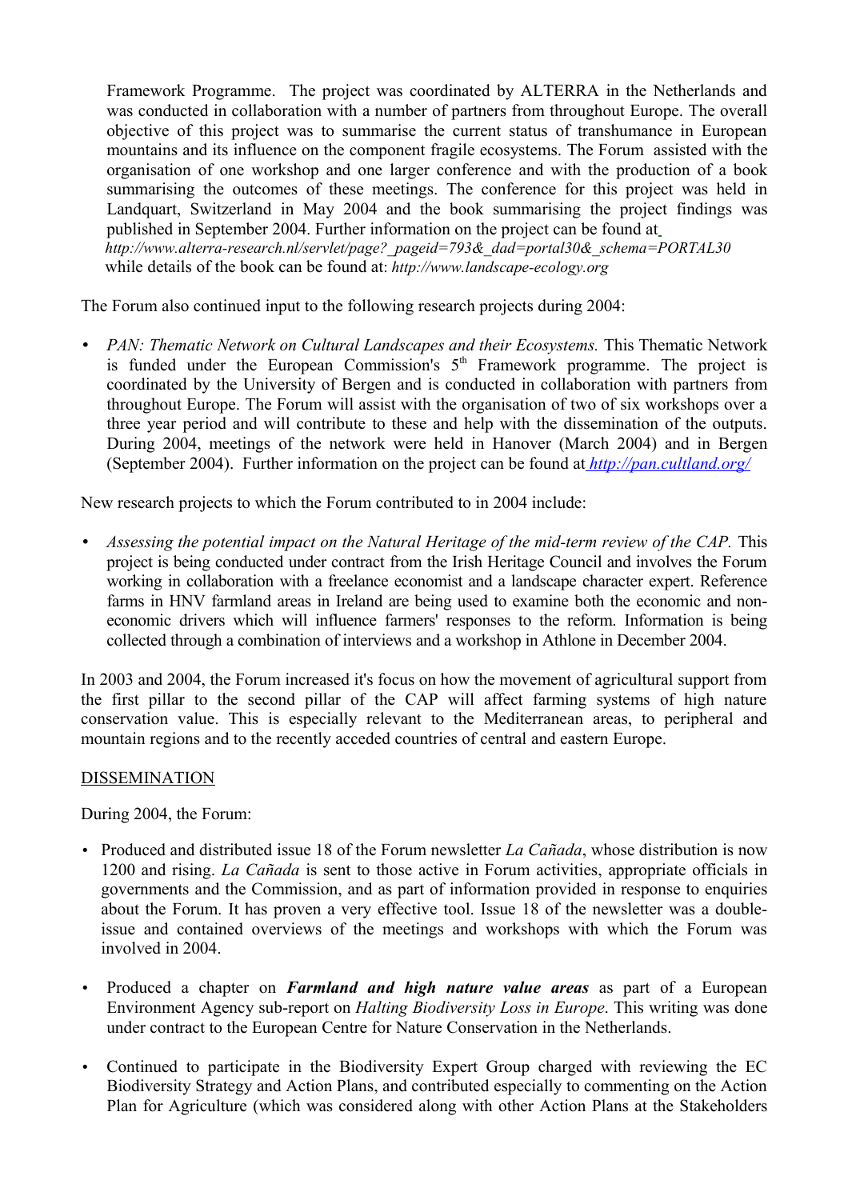Framework Programme. The project was coordinated by ALTERRA in the Netherlands and was conducted in collaboration with a number of partners from throughout Europe. The overall objective of this project was to summarise the current status of transhumance in European mountains and its influence on the component fragile ecosystems. The Forum assisted with the organisation of one workshop and one larger conference and with the production of a book summarising the outcomes of these meetings. The conference for this project was held in Landquart, Switzerland in May 2004 and the book summarising the project findings was published in September 2004. Further information on the project can be found at *http://www.alterra-research.nl/servlet/page?_pageid=793&_dad=portal30&_schema=PORTAL30* while details of the book can be found at: *http://www.landscape-ecology.org*

The Forum also continued input to the following research projects during 2004:

- *PAN: Thematic Network on Cultural Landscapes and their Ecosystems.* This Thematic Network is funded under the European Commission's 5th Framework programme. The project is coordinated by the University of Bergen and is conducted in collaboration with partners from throughout Europe. The Forum will assist with the organisation of two of six workshops over a three year period and will contribute to these and help with the dissemination of the outputs. During 2004, meetings of the network were held in Hanover (March 2004) and in Bergen (September 2004). Further information on the project can be found at *http://pan.cultland.org/*

New research projects to which the Forum contributed to in 2004 include:

- *Assessing the potential impact on the Natural Heritage of the mid-term review of the CAP.* This project is being conducted under contract from the Irish Heritage Council and involves the Forum working in collaboration with a freelance economist and a landscape character expert. Reference farms in HNV farmland areas in Ireland are being used to examine both the economic and non-economic drivers which will influence farmers' responses to the reform. Information is being collected through a combination of interviews and a workshop in Athlone in December 2004.

In 2003 and 2004, the Forum increased it's focus on how the movement of agricultural support from the first pillar to the second pillar of the CAP will affect farming systems of high nature conservation value. This is especially relevant to the Mediterranean areas, to peripheral and mountain regions and to the recently acceded countries of central and eastern Europe.

## DISSEMINATION

During 2004, the Forum:

- Produced and distributed issue 18 of the Forum newsletter *La Cañada*, whose distribution is now 1200 and rising. *La Cañada* is sent to those active in Forum activities, appropriate officials in governments and the Commission, and as part of information provided in response to enquiries about the Forum. It has proven a very effective tool. Issue 18 of the newsletter was a double-issue and contained overviews of the meetings and workshops with which the Forum was involved in 2004.

- Produced a chapter on ***Farmland and high nature value areas*** as part of a European Environment Agency sub-report on *Halting Biodiversity Loss in Europe*. This writing was done under contract to the European Centre for Nature Conservation in the Netherlands.

- Continued to participate in the Biodiversity Expert Group charged with reviewing the EC Biodiversity Strategy and Action Plans, and contributed especially to commenting on the Action Plan for Agriculture (which was considered along with other Action Plans at the Stakeholders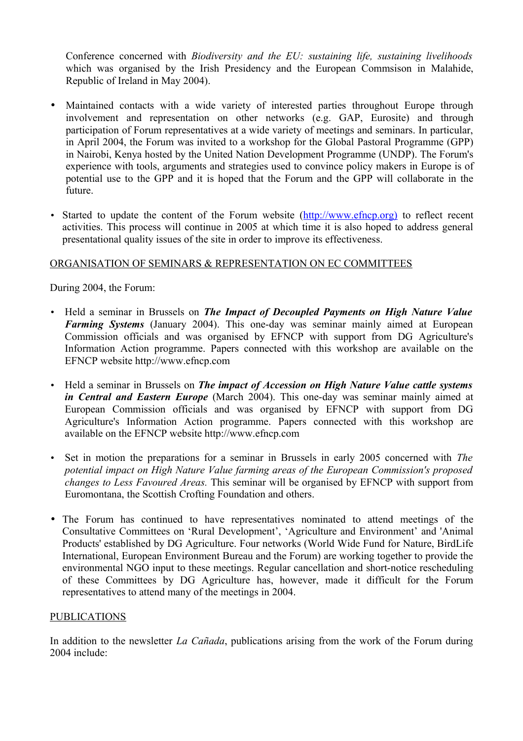Conference concerned with *Biodiversity and the EU: sustaining life, sustaining livelihoods* which was organised by the Irish Presidency and the European Commsison in Malahide, Republic of Ireland in May 2004).

- Maintained contacts with a wide variety of interested parties throughout Europe through involvement and representation on other networks (e.g. GAP, Eurosite) and through participation of Forum representatives at a wide variety of meetings and seminars. In particular, in April 2004, the Forum was invited to a workshop for the Global Pastoral Programme (GPP) in Nairobi, Kenya hosted by the United Nation Development Programme (UNDP). The Forum's experience with tools, arguments and strategies used to convince policy makers in Europe is of potential use to the GPP and it is hoped that the Forum and the GPP will collaborate in the future.

- Started to update the content of the Forum website ([http://www.efncp.org)](http://www.efncp.org) to reflect recent activities. This process will continue in 2005 at which time it is also hoped to address general presentational quality issues of the site in order to improve its effectiveness.

ORGANISATION OF SEMINARS & REPRESENTATION ON EC COMMITTEES

During 2004, the Forum:

- Held a seminar in Brussels on ***The Impact of Decoupled Payments on High Nature Value Farming Systems*** (January 2004). This one-day was seminar mainly aimed at European Commission officials and was organised by EFNCP with support from DG Agriculture's Information Action programme. Papers connected with this workshop are available on the EFNCP website http://www.efncp.com

- Held a seminar in Brussels on ***The impact of Accession on High Nature Value cattle systems in Central and Eastern Europe*** (March 2004). This one-day was seminar mainly aimed at European Commission officials and was organised by EFNCP with support from DG Agriculture's Information Action programme. Papers connected with this workshop are available on the EFNCP website http://www.efncp.com

- Set in motion the preparations for a seminar in Brussels in early 2005 concerned with *The potential impact on High Nature Value farming areas of the European Commission's proposed changes to Less Favoured Areas.* This seminar will be organised by EFNCP with support from Euromontana, the Scottish Crofting Foundation and others.

- The Forum has continued to have representatives nominated to attend meetings of the Consultative Committees on 'Rural Development', 'Agriculture and Environment' and 'Animal Products' established by DG Agriculture. Four networks (World Wide Fund for Nature, BirdLife International, European Environment Bureau and the Forum) are working together to provide the environmental NGO input to these meetings. Regular cancellation and short-notice rescheduling of these Committees by DG Agriculture has, however, made it difficult for the Forum representatives to attend many of the meetings in 2004.

PUBLICATIONS

In addition to the newsletter *La Cañada*, publications arising from the work of the Forum during 2004 include: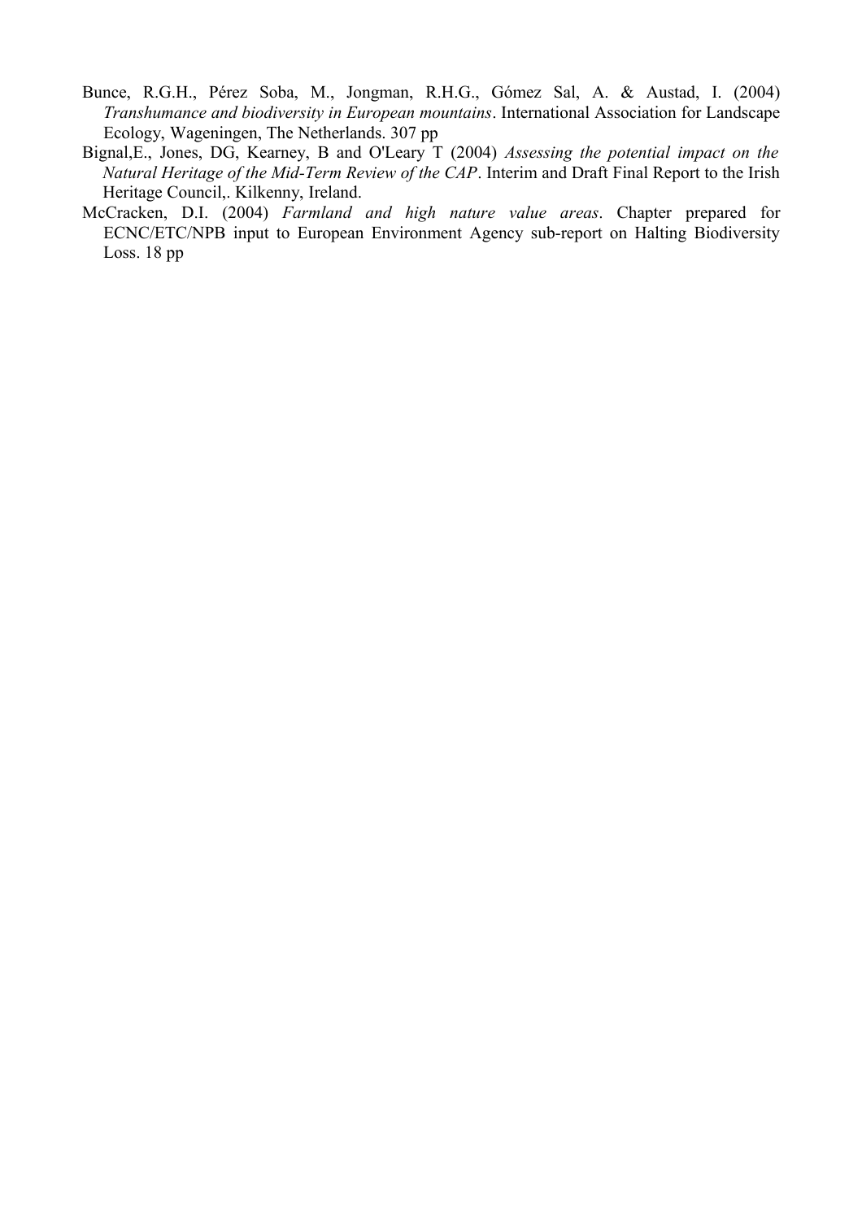Bunce, R.G.H., Pérez Soba, M., Jongman, R.H.G., Gómez Sal, A. & Austad, I. (2004) *Transhumance and biodiversity in European mountains*. International Association for Landscape Ecology, Wageningen, The Netherlands. 307 pp

Bignal,E., Jones, DG, Kearney, B and O'Leary T (2004) *Assessing the potential impact on the Natural Heritage of the Mid-Term Review of the CAP*. Interim and Draft Final Report to the Irish Heritage Council,. Kilkenny, Ireland.

McCracken, D.I. (2004) *Farmland and high nature value areas*. Chapter prepared for ECNC/ETC/NPB input to European Environment Agency sub-report on Halting Biodiversity Loss. 18 pp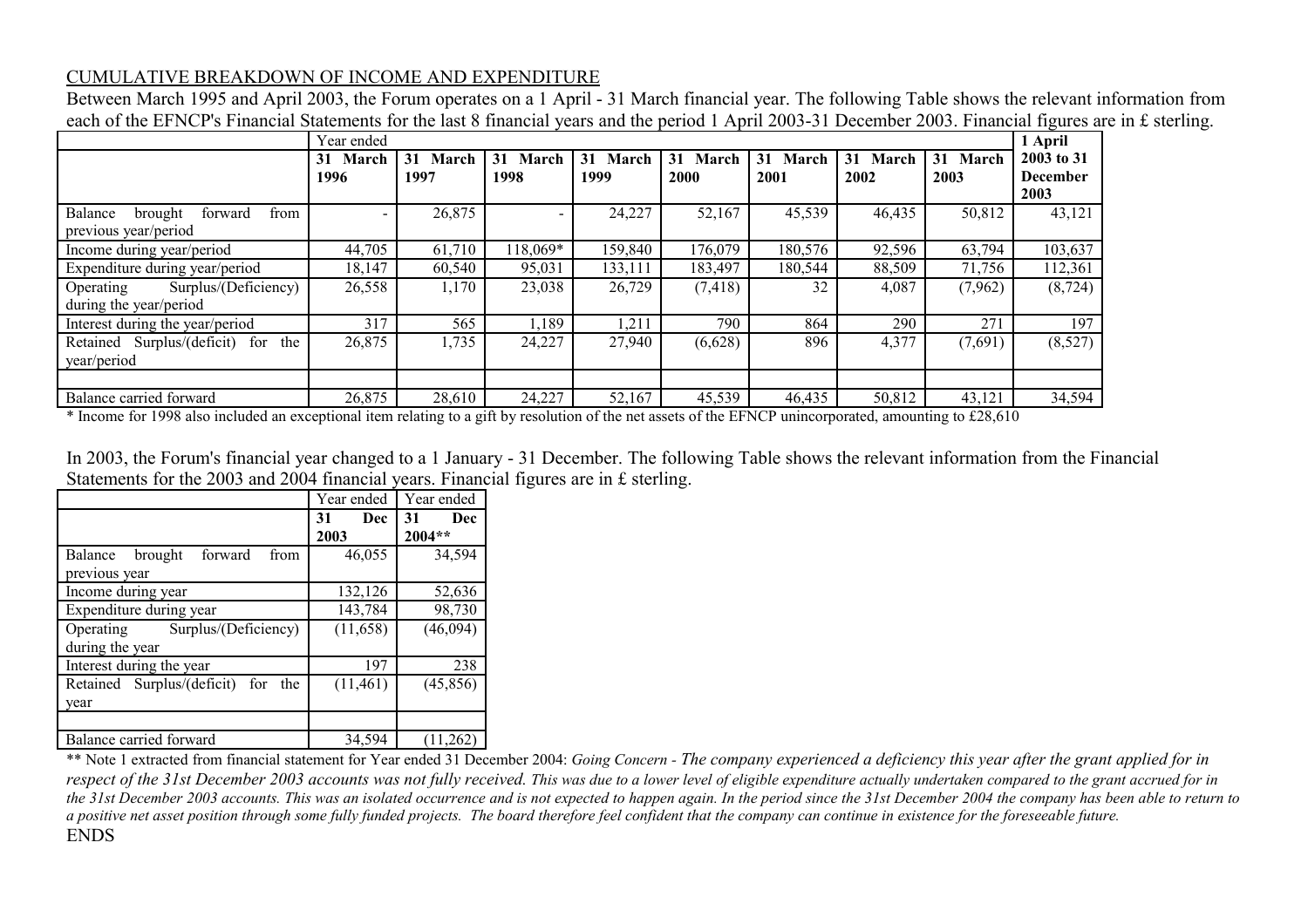CUMULATIVE BREAKDOWN OF INCOME AND EXPENDITURE

Between March 1995 and April 2003, the Forum operates on a 1 April - 31 March financial year. The following Table shows the relevant information from each of the EFNCP's Financial Statements for the last 8 financial years and the period 1 April 2003-31 December 2003. Financial figures are in £ sterling.

| | Year ended | | | | | | | | 1 April |
|---|---|---|---|---|---|---|---|---|---|
| | **31 March 1996** | **31 March 1997** | **31 March 1998** | **31 March 1999** | **31 March 2000** | **31 March 2001** | **31 March 2002** | **31 March 2003** | **2003 to 31 December 2003** |
| Balance brought forward from previous year/period | - | 26,875 | - | 24,227 | 52,167 | 45,539 | 46,435 | 50,812 | 43,121 |
| Income during year/period | 44,705 | 61,710 | 118,069* | 159,840 | 176,079 | 180,576 | 92,596 | 63,794 | 103,637 |
| Expenditure during year/period | 18,147 | 60,540 | 95,031 | 133,111 | 183,497 | 180,544 | 88,509 | 71,756 | 112,361 |
| Operating Surplus/(Deficiency) during the year/period | 26,558 | 1,170 | 23,038 | 26,729 | (7,418) | 32 | 4,087 | (7,962) | (8,724) |
| Interest during the year/period | 317 | 565 | 1,189 | 1,211 | 790 | 864 | 290 | 271 | 197 |
| Retained Surplus/(deficit) for the year/period | 26,875 | 1,735 | 24,227 | 27,940 | (6,628) | 896 | 4,377 | (7,691) | (8,527) |
| | | | | | | | | | |
| Balance carried forward | 26,875 | 28,610 | 24,227 | 52,167 | 45,539 | 46,435 | 50,812 | 43,121 | 34,594 |

\* Income for 1998 also included an exceptional item relating to a gift by resolution of the net assets of the EFNCP unincorporated, amounting to £28,610

In 2003, the Forum's financial year changed to a 1 January - 31 December. The following Table shows the relevant information from the Financial Statements for the 2003 and 2004 financial years. Financial figures are in £ sterling.

| | Year ended | Year ended |
|---|---|---|
| | **31 Dec 2003** | **31 Dec 2004\*\*** |
| Balance brought forward from previous year | 46,055 | 34,594 |
| Income during year | 132,126 | 52,636 |
| Expenditure during year | 143,784 | 98,730 |
| Operating Surplus/(Deficiency) during the year | (11,658) | (46,094) |
| Interest during the year | 197 | 238 |
| Retained Surplus/(deficit) for the year | (11,461) | (45,856) |
| | | |
| Balance carried forward | 34,594 | (11,262) |

\*\* Note 1 extracted from financial statement for Year ended 31 December 2004: *Going Concern - The company experienced a deficiency this year after the grant applied for in respect of the 31st December 2003 accounts was not fully received. This was due to a lower level of eligible expenditure actually undertaken compared to the grant accrued for in the 31st December 2003 accounts. This was an isolated occurrence and is not expected to happen again. In the period since the 31st December 2004 the company has been able to return to a positive net asset position through some fully funded projects. The board therefore feel confident that the company can continue in existence for the foreseeable future.*

ENDS